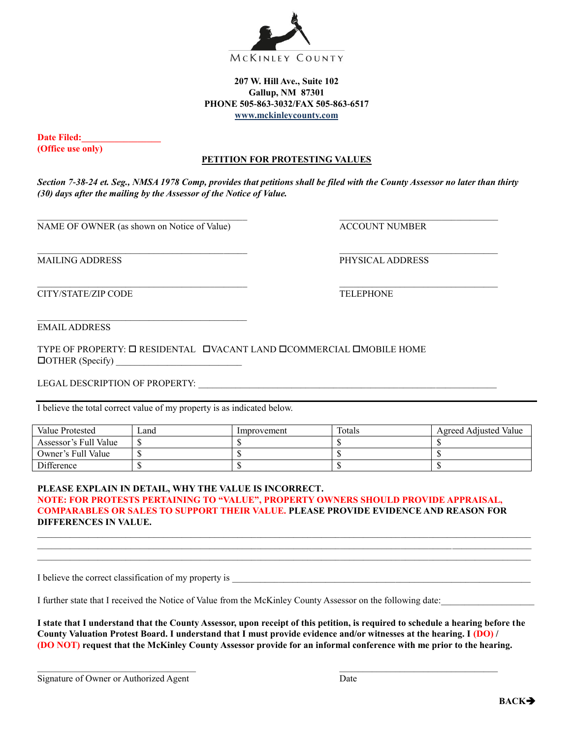McKinley County

**207 W. Hill Ave., Suite 102**
**Gallup, NM 87301**
**PHONE 505-863-3032/FAX 505-863-6517**
**www.mckinleycounty.com**

**Date Filed:\_\_\_\_\_\_\_\_\_\_\_\_\_\_\_\_\_**
**(Office use only)**

## PETITION FOR PROTESTING VALUES

***Section 7-38-24 et. Seg., NMSA 1978 Comp, provides that petitions shall be filed with the County Assessor no later than thirty (30) days after the mailing by the Assessor of the Notice of Value.***

\_\_\_\_\_\_\_\_\_\_\_\_\_\_\_\_\_\_\_\_\_\_\_\_\_\_\_\_\_\_\_\_\_\_\_\_\_\_\_\_\_\_\_
NAME OF OWNER (as shown on Notice of Value)

\_\_\_\_\_\_\_\_\_\_\_\_\_\_\_\_\_\_\_\_\_\_\_\_\_\_\_\_\_\_\_\_\_\_
ACCOUNT NUMBER

\_\_\_\_\_\_\_\_\_\_\_\_\_\_\_\_\_\_\_\_\_\_\_\_\_\_\_\_\_\_\_\_\_\_\_\_\_\_\_\_\_\_\_
MAILING ADDRESS

\_\_\_\_\_\_\_\_\_\_\_\_\_\_\_\_\_\_\_\_\_\_\_\_\_\_\_\_\_\_\_\_\_\_
PHYSICAL ADDRESS

\_\_\_\_\_\_\_\_\_\_\_\_\_\_\_\_\_\_\_\_\_\_\_\_\_\_\_\_\_\_\_\_\_\_\_\_\_\_\_\_\_\_\_
CITY/STATE/ZIP CODE

\_\_\_\_\_\_\_\_\_\_\_\_\_\_\_\_\_\_\_\_\_\_\_\_\_\_\_\_\_\_\_\_\_\_
TELEPHONE

\_\_\_\_\_\_\_\_\_\_\_\_\_\_\_\_\_\_\_\_\_\_\_\_\_\_\_\_\_\_\_\_\_\_\_\_\_\_\_\_\_\_\_
EMAIL ADDRESS

TYPE OF PROPERTY: ☐ RESIDENTAL ☐VACANT LAND ☐COMMERCIAL ☐MOBILE HOME
☐OTHER (Specify) \_\_\_\_\_\_\_\_\_\_\_\_\_\_\_\_\_\_\_\_\_\_\_\_\_\_\_

LEGAL DESCRIPTION OF PROPERTY: \_\_\_\_\_\_\_\_\_\_\_\_\_\_\_\_\_\_\_\_\_\_\_\_\_\_\_\_\_\_\_\_\_\_\_\_\_\_\_\_\_\_\_\_\_\_\_\_\_\_\_\_\_\_\_\_\_\_\_\_\_\_\_\_

---

I believe the total correct value of my property is as indicated below.

| Value Protested | Land | Improvement | Totals | Agreed Adjusted Value |
|---|---|---|---|---|
| Assessor's Full Value | $ | $ | $ | $ |
| Owner's Full Value | $ | $ | $ | $ |
| Difference | $ | $ | $ | $ |

**PLEASE EXPLAIN IN DETAIL, WHY THE VALUE IS INCORRECT.**
**NOTE: FOR PROTESTS PERTAINING TO "VALUE", PROPERTY OWNERS SHOULD PROVIDE APPRAISAL, COMPARABLES OR SALES TO SUPPORT THEIR VALUE. PLEASE PROVIDE EVIDENCE AND REASON FOR DIFFERENCES IN VALUE.**

\_\_\_\_\_\_\_\_\_\_\_\_\_\_\_\_\_\_\_\_\_\_\_\_\_\_\_\_\_\_\_\_\_\_\_\_\_\_\_\_\_\_\_\_\_\_\_\_\_\_\_\_\_\_\_\_\_\_\_\_\_\_\_\_\_\_\_\_\_\_\_\_\_\_\_\_\_\_\_\_\_\_\_\_\_\_\_\_\_\_\_\_\_\_
\_\_\_\_\_\_\_\_\_\_\_\_\_\_\_\_\_\_\_\_\_\_\_\_\_\_\_\_\_\_\_\_\_\_\_\_\_\_\_\_\_\_\_\_\_\_\_\_\_\_\_\_\_\_\_\_\_\_\_\_\_\_\_\_\_\_\_\_\_\_\_\_\_\_\_\_\_\_\_\_\_\_\_\_\_\_\_\_\_\_\_\_\_\_
\_\_\_\_\_\_\_\_\_\_\_\_\_\_\_\_\_\_\_\_\_\_\_\_\_\_\_\_\_\_\_\_\_\_\_\_\_\_\_\_\_\_\_\_\_\_\_\_\_\_\_\_\_\_\_\_\_\_\_\_\_\_\_\_\_\_\_\_\_\_\_\_\_\_\_\_\_\_\_\_\_\_\_\_\_\_\_\_\_\_\_\_\_\_

I believe the correct classification of my property is \_\_\_\_\_\_\_\_\_\_\_\_\_\_\_\_\_\_\_\_\_\_\_\_\_\_\_\_\_\_\_\_\_\_\_\_\_\_\_\_\_\_\_\_\_\_\_\_\_\_\_\_\_\_\_\_\_\_\_\_\_\_\_

I further state that I received the Notice of Value from the McKinley County Assessor on the following date:\_\_\_\_\_\_\_\_\_\_\_\_\_\_\_\_\_\_\_\_

**I state that I understand that the County Assessor, upon receipt of this petition, is required to schedule a hearing before the County Valuation Protest Board. I understand that I must provide evidence and/or witnesses at the hearing. I (DO) / (DO NOT) request that the McKinley County Assessor provide for an informal conference with me prior to the hearing.**

\_\_\_\_\_\_\_\_\_\_\_\_\_\_\_\_\_\_\_\_\_\_\_\_\_\_\_\_\_\_\_\_\_\_
Signature of Owner or Authorized Agent

\_\_\_\_\_\_\_\_\_\_\_\_\_\_\_\_\_\_\_\_\_\_\_\_\_\_\_\_\_\_\_\_\_\_
Date

**BACK➔**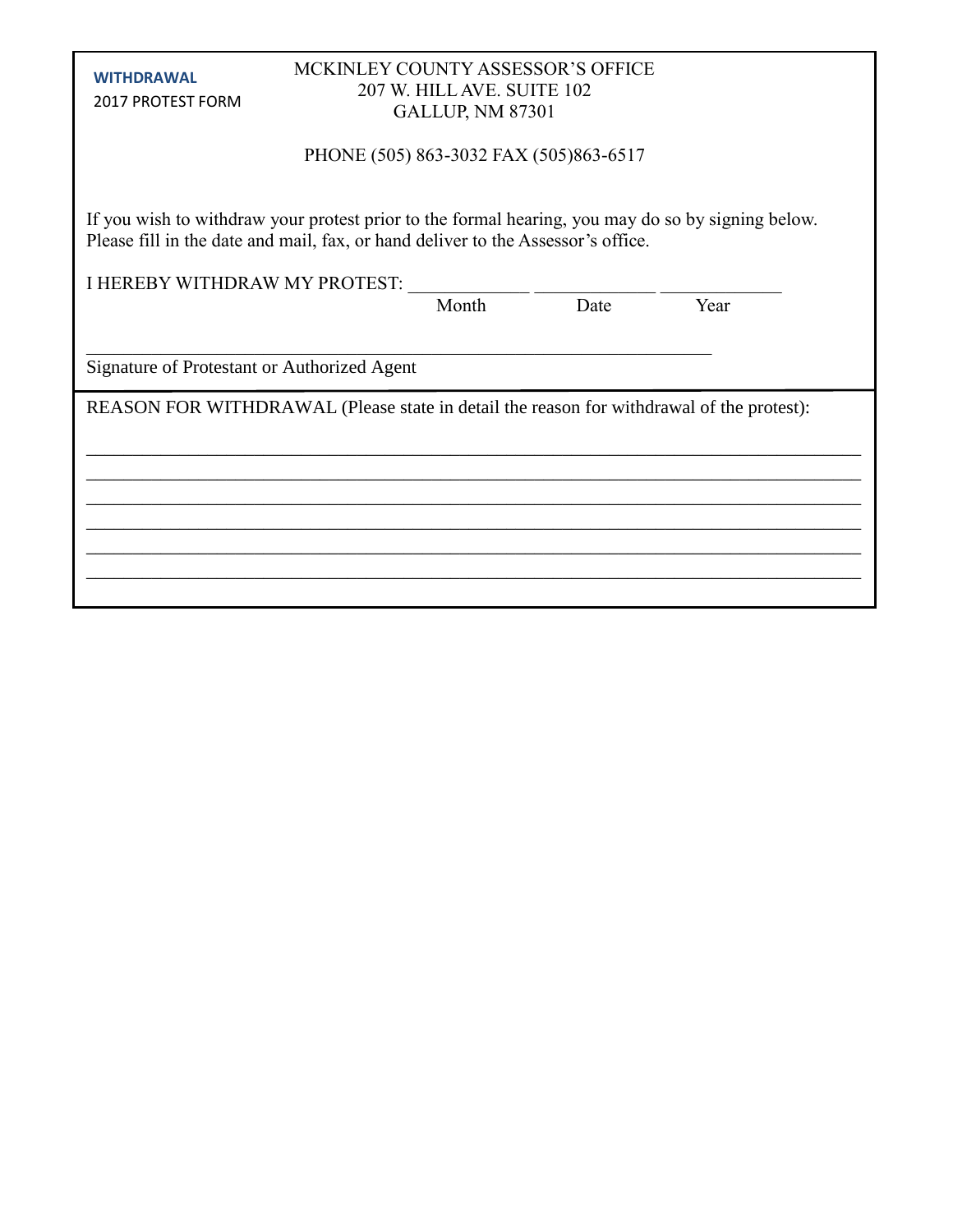**WITHDRAWAL**
2017 PROTEST FORM

MCKINLEY COUNTY ASSESSOR'S OFFICE
207 W. HILL AVE. SUITE 102
GALLUP, NM 87301

PHONE (505) 863-3032 FAX (505)863-6517

If you wish to withdraw your protest prior to the formal hearing, you may do so by signing below. Please fill in the date and mail, fax, or hand deliver to the Assessor's office.

I HEREBY WITHDRAW MY PROTEST: ____________ ____________ ____________
Month Date Year

______________________________________________________________
Signature of Protestant or Authorized Agent

REASON FOR WITHDRAWAL (Please state in detail the reason for withdrawal of the protest):

______________________________________________________________________________
______________________________________________________________________________
______________________________________________________________________________
______________________________________________________________________________
______________________________________________________________________________
______________________________________________________________________________